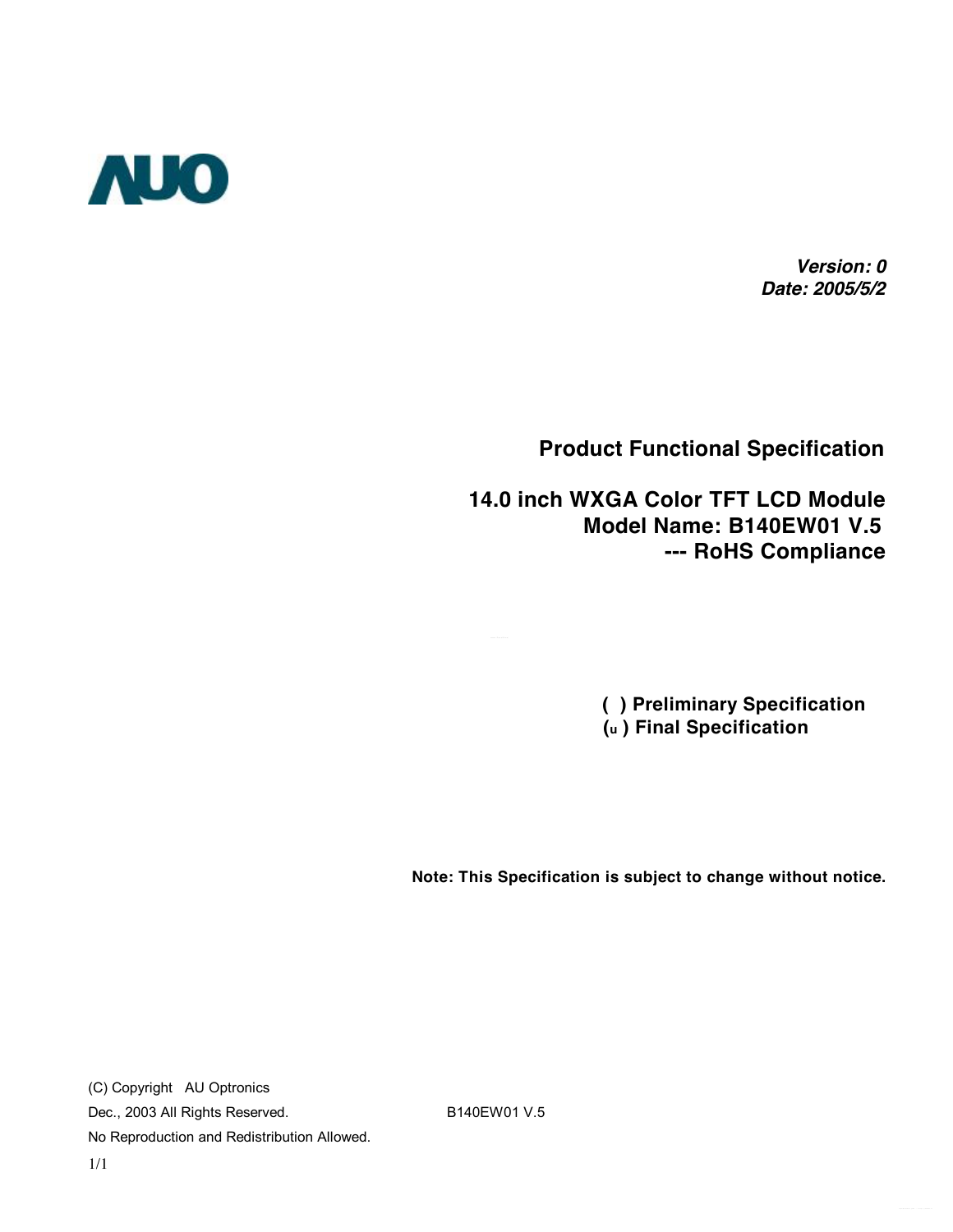AUO

***Version: 0***
***Date: 2005/5/2***

# Product Functional Specification

## 14.0 inch WXGA Color TFT LCD Module
## Model Name: B140EW01 V.5
## --- RoHS Compliance

**( ) Preliminary Specification**
**(u ) Final Specification**

**Note: This Specification is subject to change without notice.**

(C) Copyright AU Optronics
Dec., 2003 All Rights Reserved.
No Reproduction and Redistribution Allowed.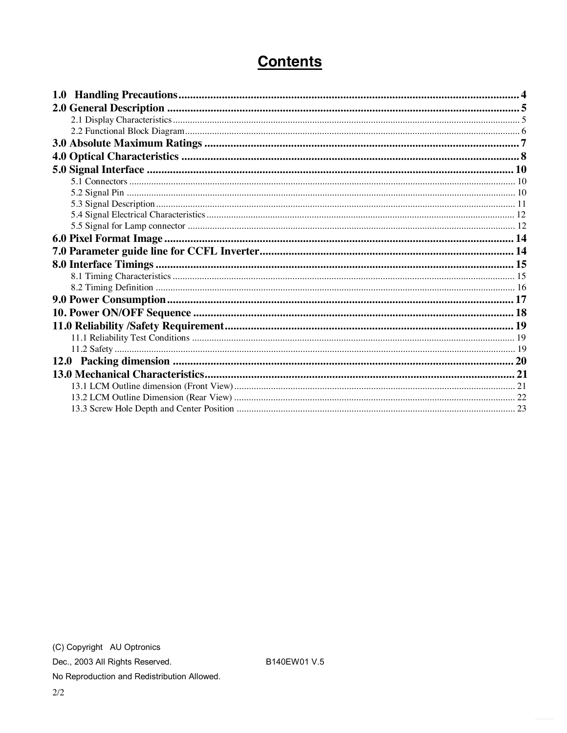# Contents

**1.0 Handling Precautions** .......... 4
**2.0 General Description** .......... 5
- 2.1 Display Characteristics .......... 5
- 2.2 Functional Block Diagram .......... 6

**3.0 Absolute Maximum Ratings** .......... 7
**4.0 Optical Characteristics** .......... 8
**5.0 Signal Interface** .......... 10
- 5.1 Connectors .......... 10
- 5.2 Signal Pin .......... 10
- 5.3 Signal Description .......... 11
- 5.4 Signal Electrical Characteristics .......... 12
- 5.5 Signal for Lamp connector .......... 12

**6.0 Pixel Format Image** .......... 14
**7.0 Parameter guide line for CCFL Inverter** .......... 14
**8.0 Interface Timings** .......... 15
- 8.1 Timing Characteristics .......... 15
- 8.2 Timing Definition .......... 16

**9.0 Power Consumption** .......... 17
**10. Power ON/OFF Sequence** .......... 18
**11.0 Reliability /Safety Requirement** .......... 19
- 11.1 Reliability Test Conditions .......... 19
- 11.2 Safety .......... 19

**12.0 Packing dimension** .......... 20
**13.0 Mechanical Characteristics** .......... 21
- 13.1 LCM Outline dimension (Front View) .......... 21
- 13.2 LCM Outline Dimension (Rear View) .......... 22
- 13.3 Screw Hole Depth and Center Position .......... 23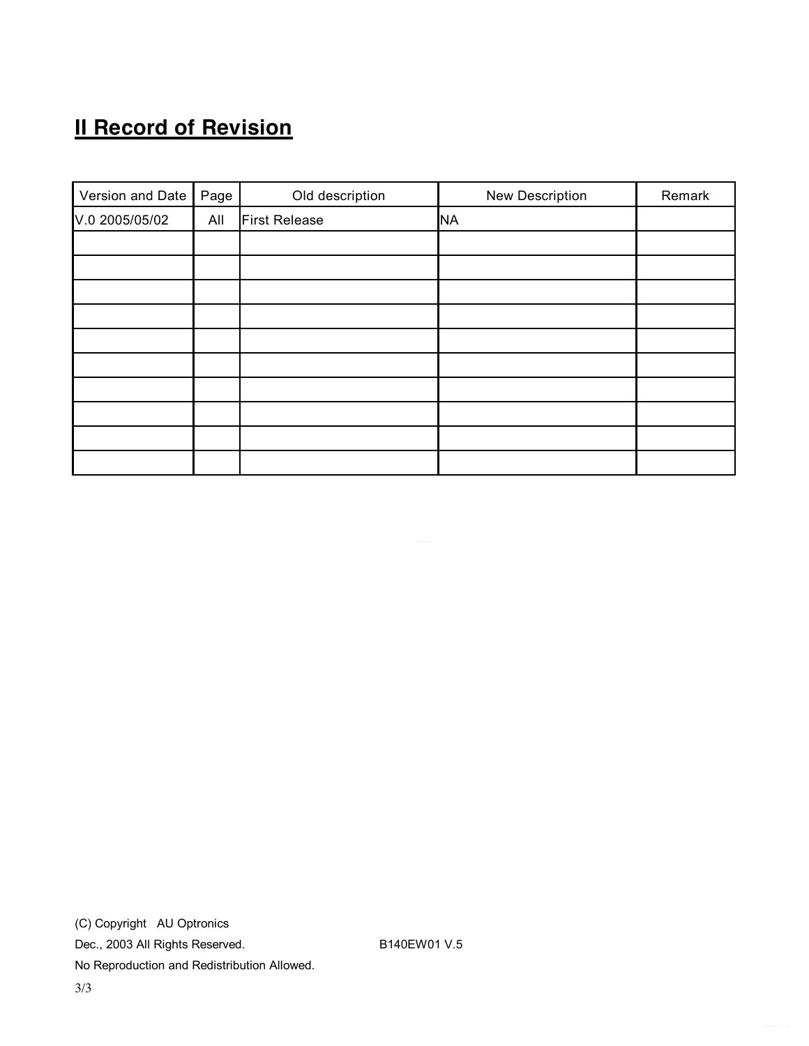## II Record of Revision

| Version and Date | Page | Old description | New Description | Remark |
| --- | --- | --- | --- | --- |
| V.0 2005/05/02 | All | First Release | NA | |
| | | | | |
| | | | | |
| | | | | |
| | | | | |
| | | | | |
| | | | | |
| | | | | |
| | | | | |
| | | | | |
| | | | | |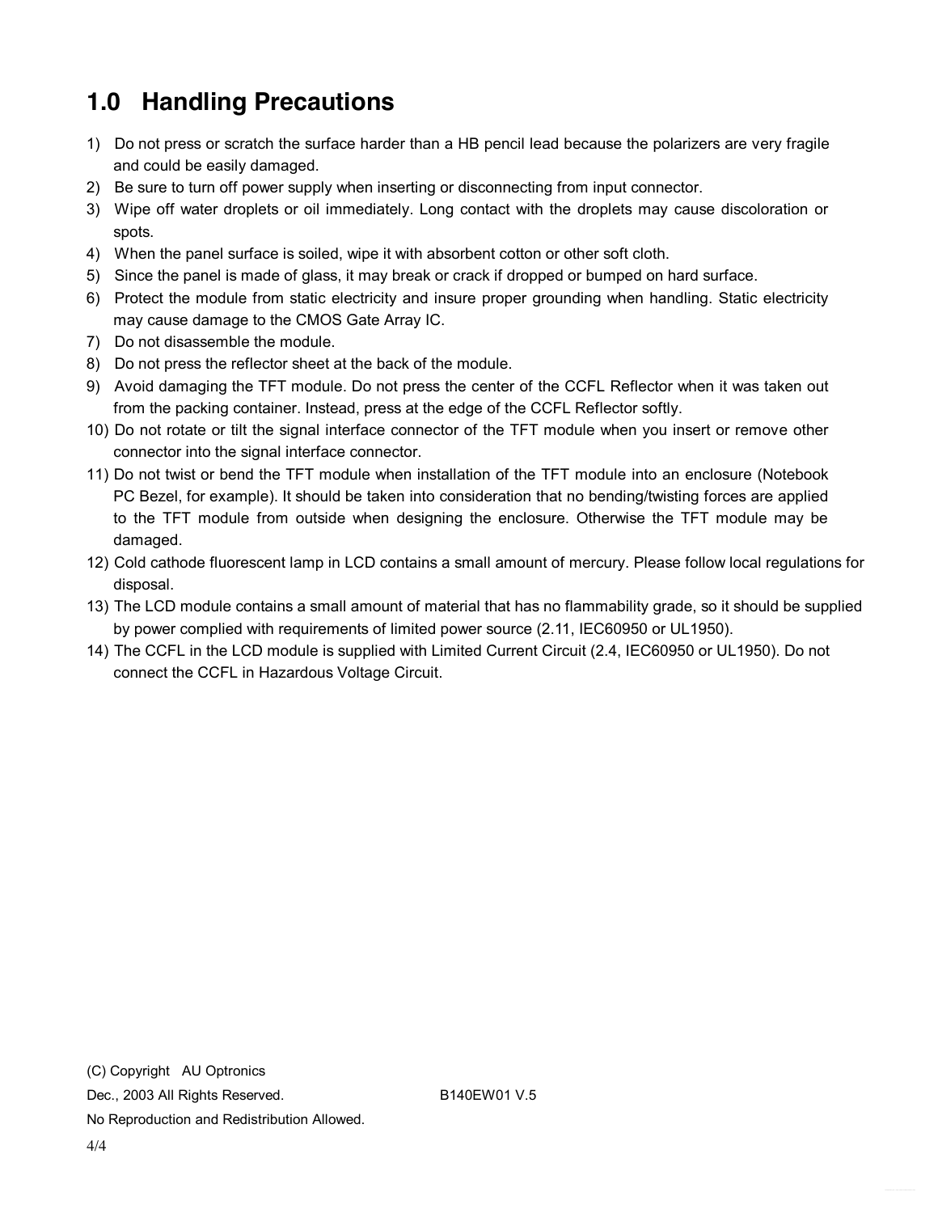# 1.0 Handling Precautions

1) Do not press or scratch the surface harder than a HB pencil lead because the polarizers are very fragile and could be easily damaged.
2) Be sure to turn off power supply when inserting or disconnecting from input connector.
3) Wipe off water droplets or oil immediately. Long contact with the droplets may cause discoloration or spots.
4) When the panel surface is soiled, wipe it with absorbent cotton or other soft cloth.
5) Since the panel is made of glass, it may break or crack if dropped or bumped on hard surface.
6) Protect the module from static electricity and insure proper grounding when handling. Static electricity may cause damage to the CMOS Gate Array IC.
7) Do not disassemble the module.
8) Do not press the reflector sheet at the back of the module.
9) Avoid damaging the TFT module. Do not press the center of the CCFL Reflector when it was taken out from the packing container. Instead, press at the edge of the CCFL Reflector softly.
10) Do not rotate or tilt the signal interface connector of the TFT module when you insert or remove other connector into the signal interface connector.
11) Do not twist or bend the TFT module when installation of the TFT module into an enclosure (Notebook PC Bezel, for example). It should be taken into consideration that no bending/twisting forces are applied to the TFT module from outside when designing the enclosure. Otherwise the TFT module may be damaged.
12) Cold cathode fluorescent lamp in LCD contains a small amount of mercury. Please follow local regulations for disposal.
13) The LCD module contains a small amount of material that has no flammability grade, so it should be supplied by power complied with requirements of limited power source (2.11, IEC60950 or UL1950).
14) The CCFL in the LCD module is supplied with Limited Current Circuit (2.4, IEC60950 or UL1950). Do not connect the CCFL in Hazardous Voltage Circuit.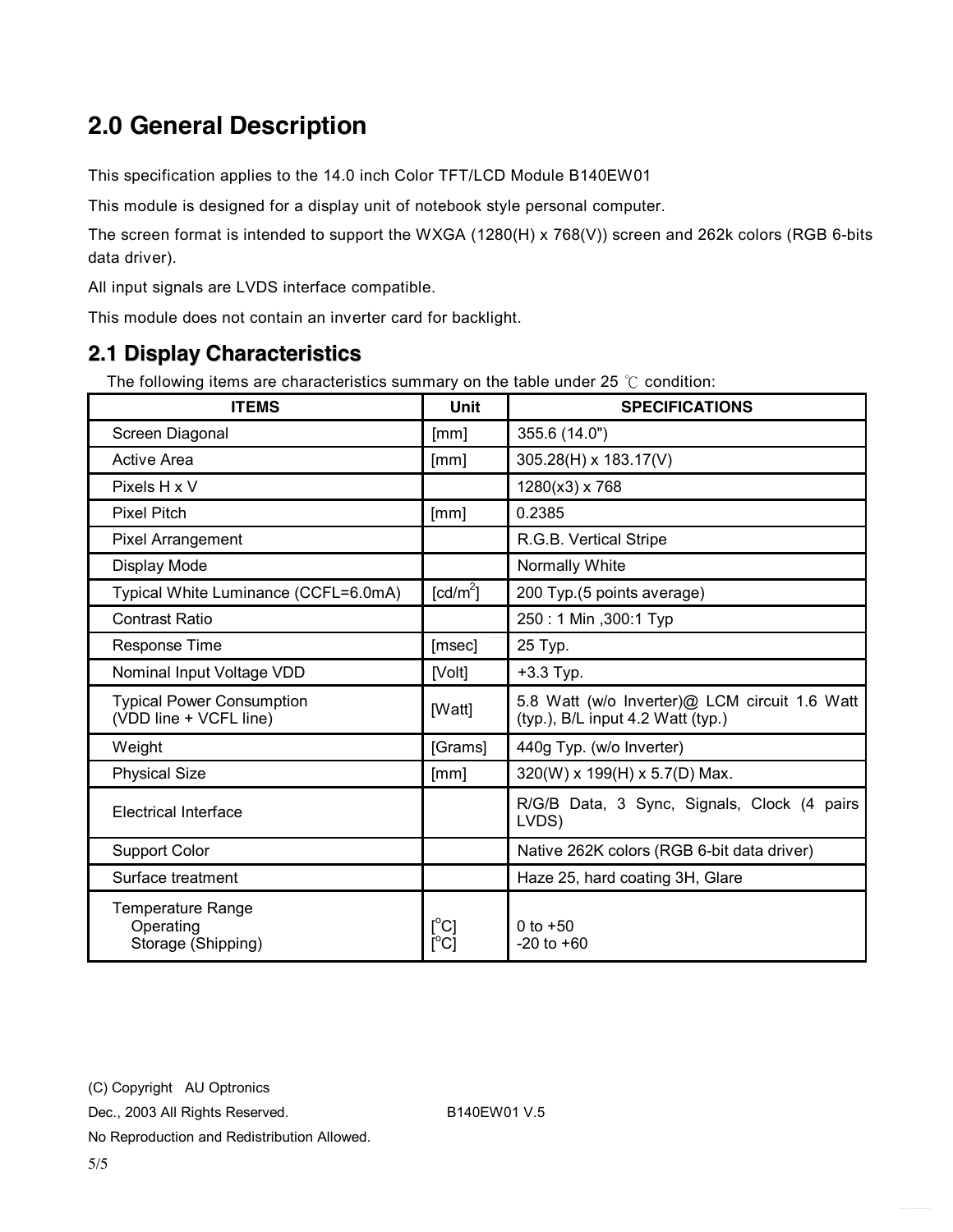# 2.0 General Description

This specification applies to the 14.0 inch Color TFT/LCD Module B140EW01

This module is designed for a display unit of notebook style personal computer.

The screen format is intended to support the WXGA (1280(H) x 768(V)) screen and 262k colors (RGB 6-bits data driver).

All input signals are LVDS interface compatible.

This module does not contain an inverter card for backlight.

## 2.1 Display Characteristics

The following items are characteristics summary on the table under 25 ℃ condition:

| ITEMS | Unit | SPECIFICATIONS |
|---|---|---|
| Screen Diagonal | [mm] | 355.6 (14.0") |
| Active Area | [mm] | 305.28(H) x 183.17(V) |
| Pixels H x V | | 1280(x3) x 768 |
| Pixel Pitch | [mm] | 0.2385 |
| Pixel Arrangement | | R.G.B. Vertical Stripe |
| Display Mode | | Normally White |
| Typical White Luminance (CCFL=6.0mA) | [cd/m$^2$] | 200 Typ.(5 points average) |
| Contrast Ratio | | 250 : 1 Min ,300:1 Typ |
| Response Time | [msec] | 25 Typ. |
| Nominal Input Voltage VDD | [Volt] | +3.3 Typ. |
| Typical Power Consumption (VDD line + VCFL line) | [Watt] | 5.8 Watt (w/o Inverter)@ LCM circuit 1.6 Watt (typ.), B/L input 4.2 Watt (typ.) |
| Weight | [Grams] | 440g Typ. (w/o Inverter) |
| Physical Size | [mm] | 320(W) x 199(H) x 5.7(D) Max. |
| Electrical Interface | | R/G/B Data, 3 Sync, Signals, Clock (4 pairs LVDS) |
| Support Color | | Native 262K colors (RGB 6-bit data driver) |
| Surface treatment | | Haze 25, hard coating 3H, Glare |
| Temperature Range<br>Operating<br>Storage (Shipping) | <br>[$^o$C]<br>[$^o$C] | <br>0 to +50<br>-20 to +60 |

(C) Copyright AU Optronics

Dec., 2003 All Rights Reserved. B140EW01 V.5

No Reproduction and Redistribution Allowed.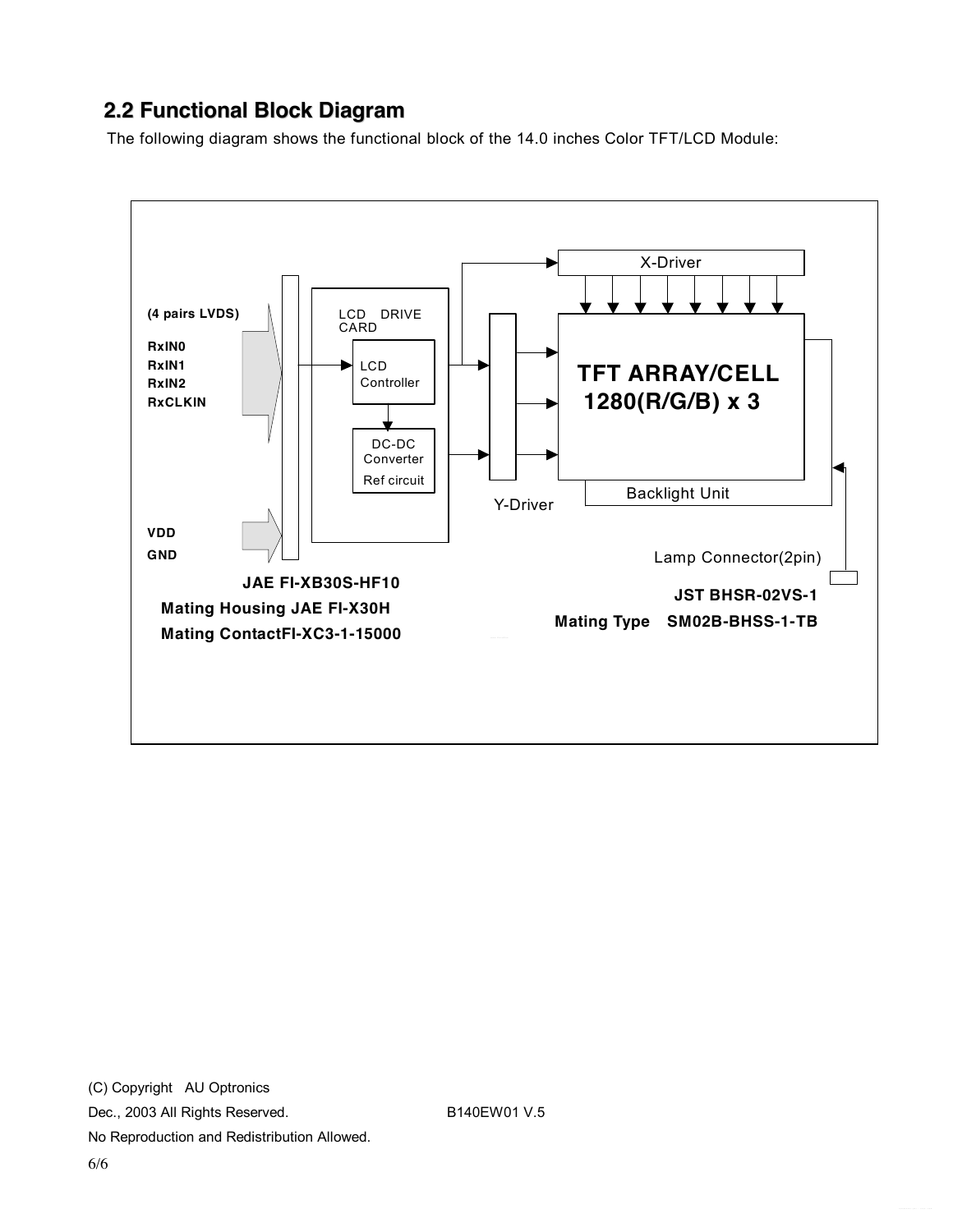## 2.2 Functional Block Diagram

The following diagram shows the functional block of the 14.0 inches Color TFT/LCD Module:

(4 pairs LVDS)

RxIN0
RxIN1
RxIN2
RxCLKIN

VDD
GND

LCD DRIVE CARD

LCD Controller

DC-DC Converter
Ref circuit

X-Driver

Y-Driver

TFT ARRAY/CELL
1280(R/G/B) x 3

Backlight Unit

Lamp Connector(2pin)

**JAE FI-XB30S-HF10**
**Mating Housing JAE FI-X30H**
**Mating ContactFI-XC3-1-15000**

**JST BHSR-02VS-1**
**Mating Type SM02B-BHSS-1-TB**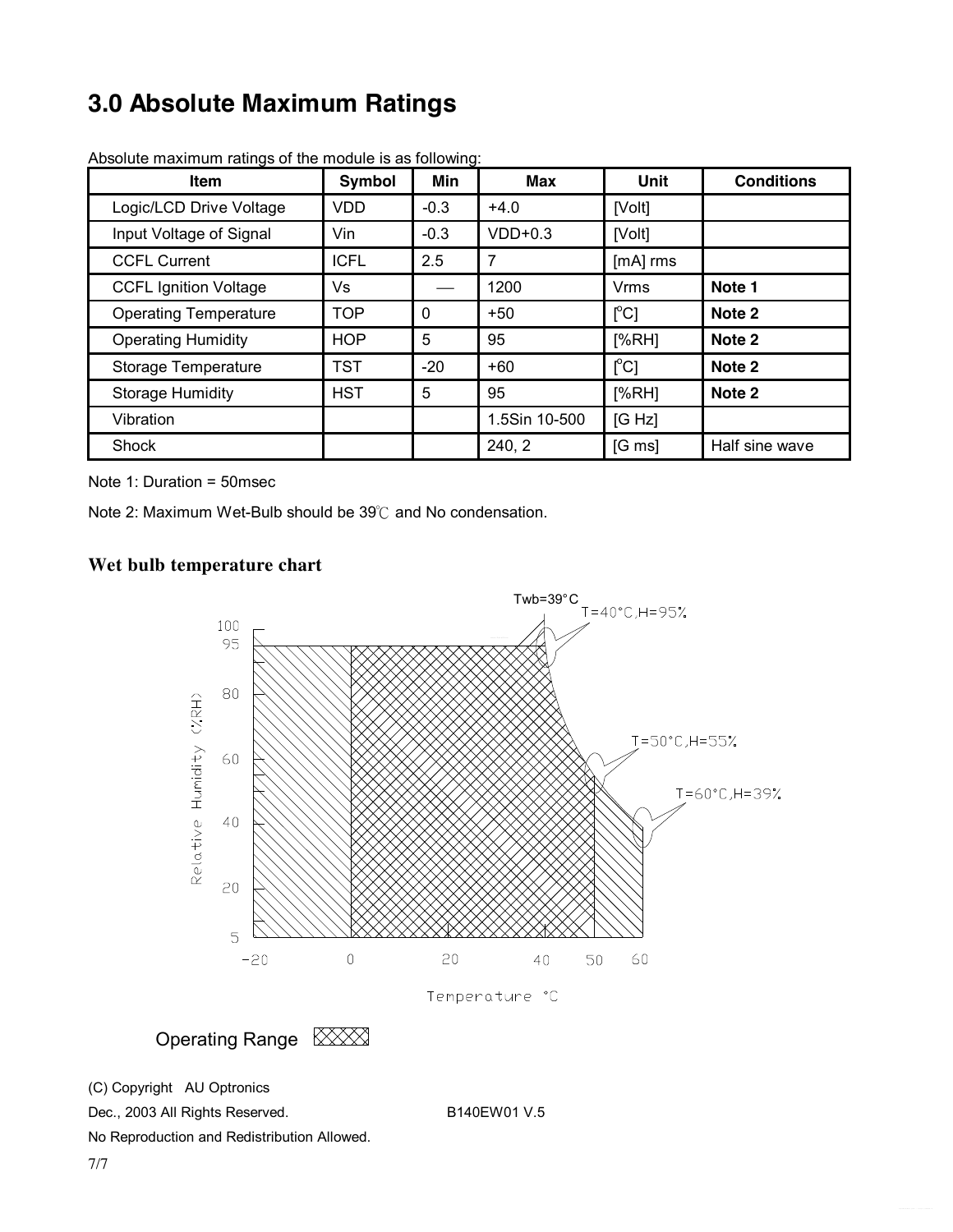# 3.0 Absolute Maximum Ratings

Absolute maximum ratings of the module is as following:

| Item | Symbol | Min | Max | Unit | Conditions |
|---|---|---|---|---|---|
| Logic/LCD Drive Voltage | VDD | -0.3 | +4.0 | [Volt] | |
| Input Voltage of Signal | Vin | -0.3 | VDD+0.3 | [Volt] | |
| CCFL Current | ICFL | 2.5 | 7 | [mA] rms | |
| CCFL Ignition Voltage | Vs | — | 1200 | Vrms | **Note 1** |
| Operating Temperature | TOP | 0 | +50 | [°C] | **Note 2** |
| Operating Humidity | HOP | 5 | 95 | [%RH] | **Note 2** |
| Storage Temperature | TST | -20 | +60 | [°C] | **Note 2** |
| Storage Humidity | HST | 5 | 95 | [%RH] | **Note 2** |
| Vibration | | | 1.5Sin 10-500 | [G Hz] | |
| Shock | | | 240, 2 | [G ms] | Half sine wave |

Note 1: Duration = 50msec

Note 2: Maximum Wet-Bulb should be 39℃ and No condensation.

### Wet bulb temperature chart

Twb=39°C

T=40°C,H=95%

T=50°C,H=55%

T=60°C,H=39%

Relative Humidity (%RH)

Temperature °C

Operating Range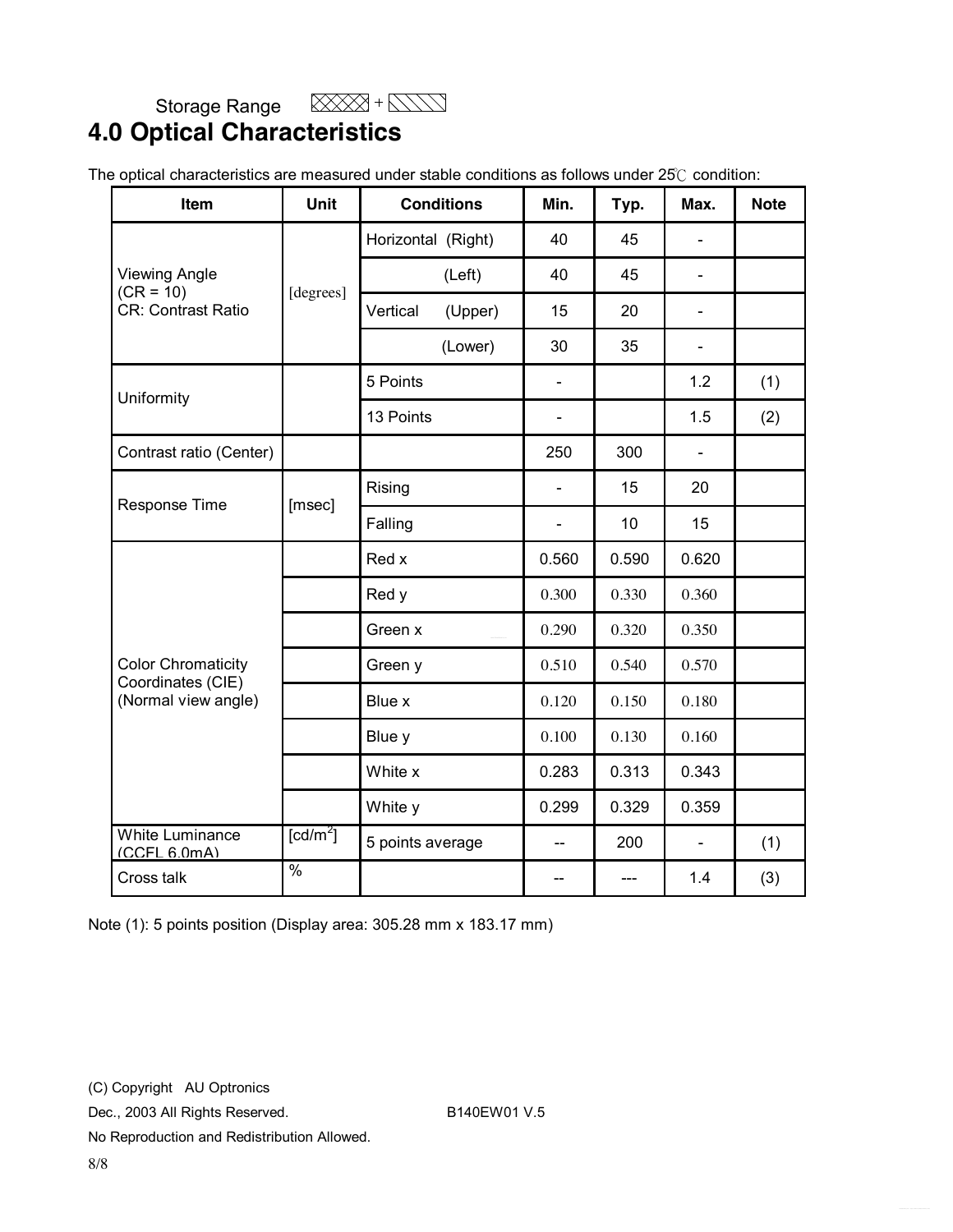Storage Range ☒ + ▧

# 4.0 Optical Characteristics

The optical characteristics are measured under stable conditions as follows under 25℃ condition:

| Item | Unit | Conditions | Min. | Typ. | Max. | Note |
|---|---|---|---|---|---|---|
| Viewing Angle (CR = 10) CR: Contrast Ratio | [degrees] | Horizontal (Right) | 40 | 45 | - | |
| | | (Left) | 40 | 45 | - | |
| | | Vertical (Upper) | 15 | 20 | - | |
| | | (Lower) | 30 | 35 | - | |
| Uniformity | | 5 Points | - | | 1.2 | (1) |
| | | 13 Points | - | | 1.5 | (2) |
| Contrast ratio (Center) | | | 250 | 300 | - | |
| Response Time | [msec] | Rising | - | 15 | 20 | |
| | | Falling | - | 10 | 15 | |
| Color Chromaticity Coordinates (CIE) (Normal view angle) | | Red x | 0.560 | 0.590 | 0.620 | |
| | | Red y | 0.300 | 0.330 | 0.360 | |
| | | Green x | 0.290 | 0.320 | 0.350 | |
| | | Green y | 0.510 | 0.540 | 0.570 | |
| | | Blue x | 0.120 | 0.150 | 0.180 | |
| | | Blue y | 0.100 | 0.130 | 0.160 | |
| | | White x | 0.283 | 0.313 | 0.343 | |
| | | White y | 0.299 | 0.329 | 0.359 | |
| White Luminance (CCFL 6.0mA) | [cd/m²] | 5 points average | -- | 200 | - | (1) |
| Cross talk | % | | -- | --- | 1.4 | (3) |

Note (1): 5 points position (Display area: 305.28 mm x 183.17 mm)

(C) Copyright AU Optronics

Dec., 2003 All Rights Reserved. B140EW01 V.5

No Reproduction and Redistribution Allowed.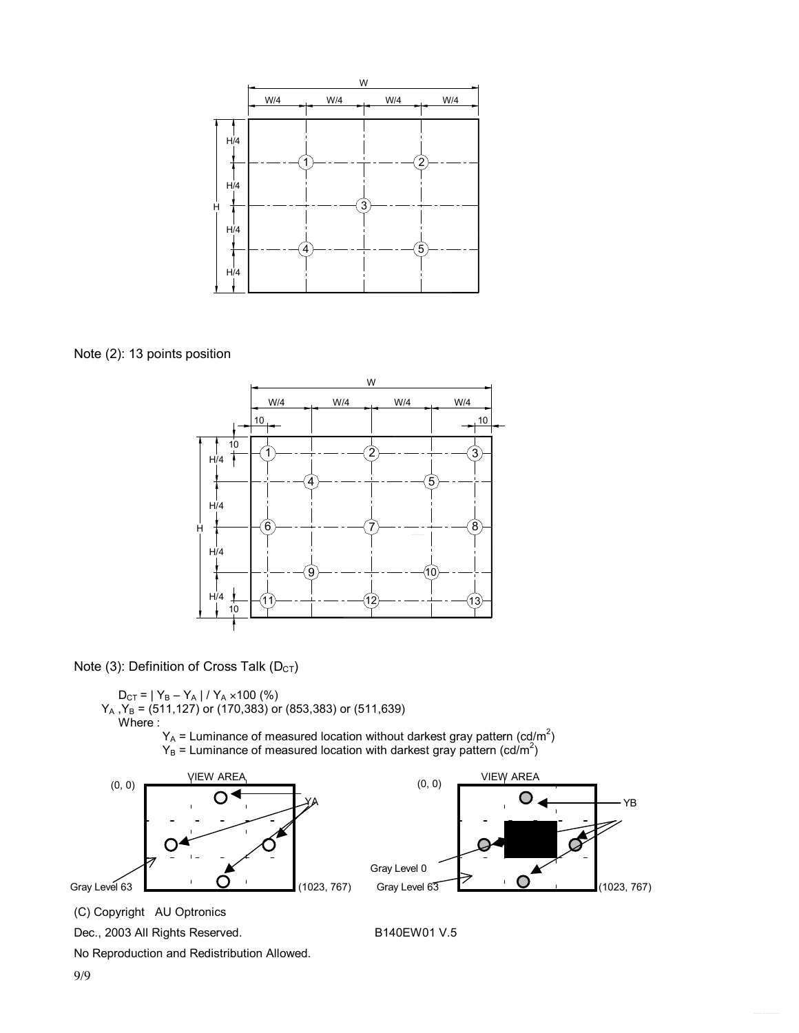Note (2): 13 points position

Note (3): Definition of Cross Talk ($D_{CT}$)

$$D_{CT} = | Y_B – Y_A | / Y_A \times 100 \ (\%)$$

$Y_A$ , $Y_B$ = (511,127) or (170,383) or (853,383) or (511,639)

Where :

$Y_A$ = Luminance of measured location without darkest gray pattern (cd/$m^2$)

$Y_B$ = Luminance of measured location with darkest gray pattern (cd/$m^2$)

(C) Copyright AU Optronics

Dec., 2003 All Rights Reserved.

B140EW01 V.5

No Reproduction and Redistribution Allowed.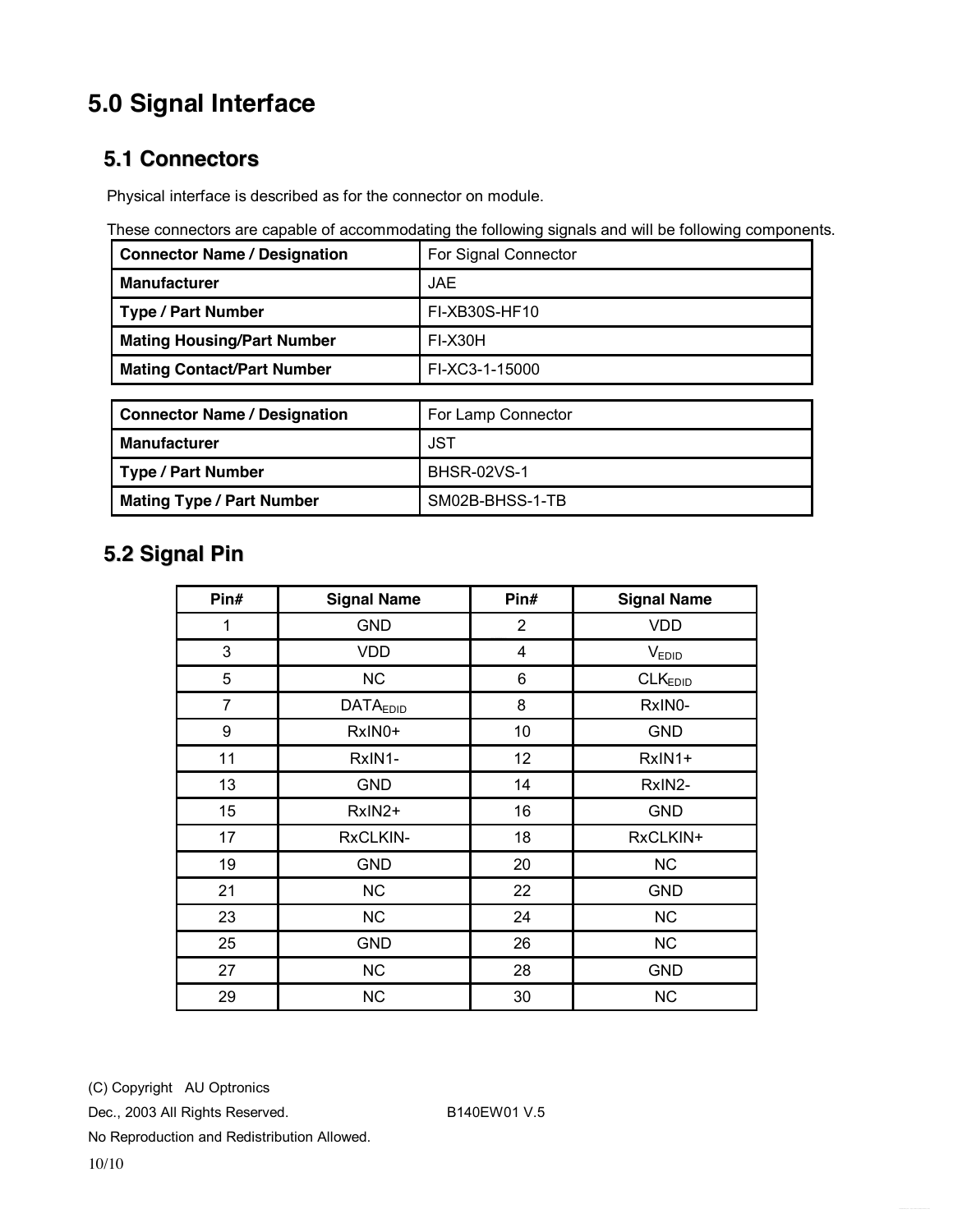# 5.0 Signal Interface

## 5.1 Connectors

Physical interface is described as for the connector on module.

These connectors are capable of accommodating the following signals and will be following components.

| Connector Name / Designation | For Signal Connector |
|---|---|
| Manufacturer | JAE |
| Type / Part Number | FI-XB30S-HF10 |
| Mating Housing/Part Number | FI-X30H |
| Mating Contact/Part Number | FI-XC3-1-15000 |

| Connector Name / Designation | For Lamp Connector |
|---|---|
| Manufacturer | JST |
| Type / Part Number | BHSR-02VS-1 |
| Mating Type / Part Number | SM02B-BHSS-1-TB |

## 5.2 Signal Pin

| Pin# | Signal Name | Pin# | Signal Name |
|---|---|---|---|
| 1 | GND | 2 | VDD |
| 3 | VDD | 4 | $V_{EDID}$ |
| 5 | NC | 6 | $CLK_{EDID}$ |
| 7 | $DATA_{EDID}$ | 8 | RxIN0- |
| 9 | RxIN0+ | 10 | GND |
| 11 | RxIN1- | 12 | RxIN1+ |
| 13 | GND | 14 | RxIN2- |
| 15 | RxIN2+ | 16 | GND |
| 17 | RxCLKIN- | 18 | RxCLKIN+ |
| 19 | GND | 20 | NC |
| 21 | NC | 22 | GND |
| 23 | NC | 24 | NC |
| 25 | GND | 26 | NC |
| 27 | NC | 28 | GND |
| 29 | NC | 30 | NC |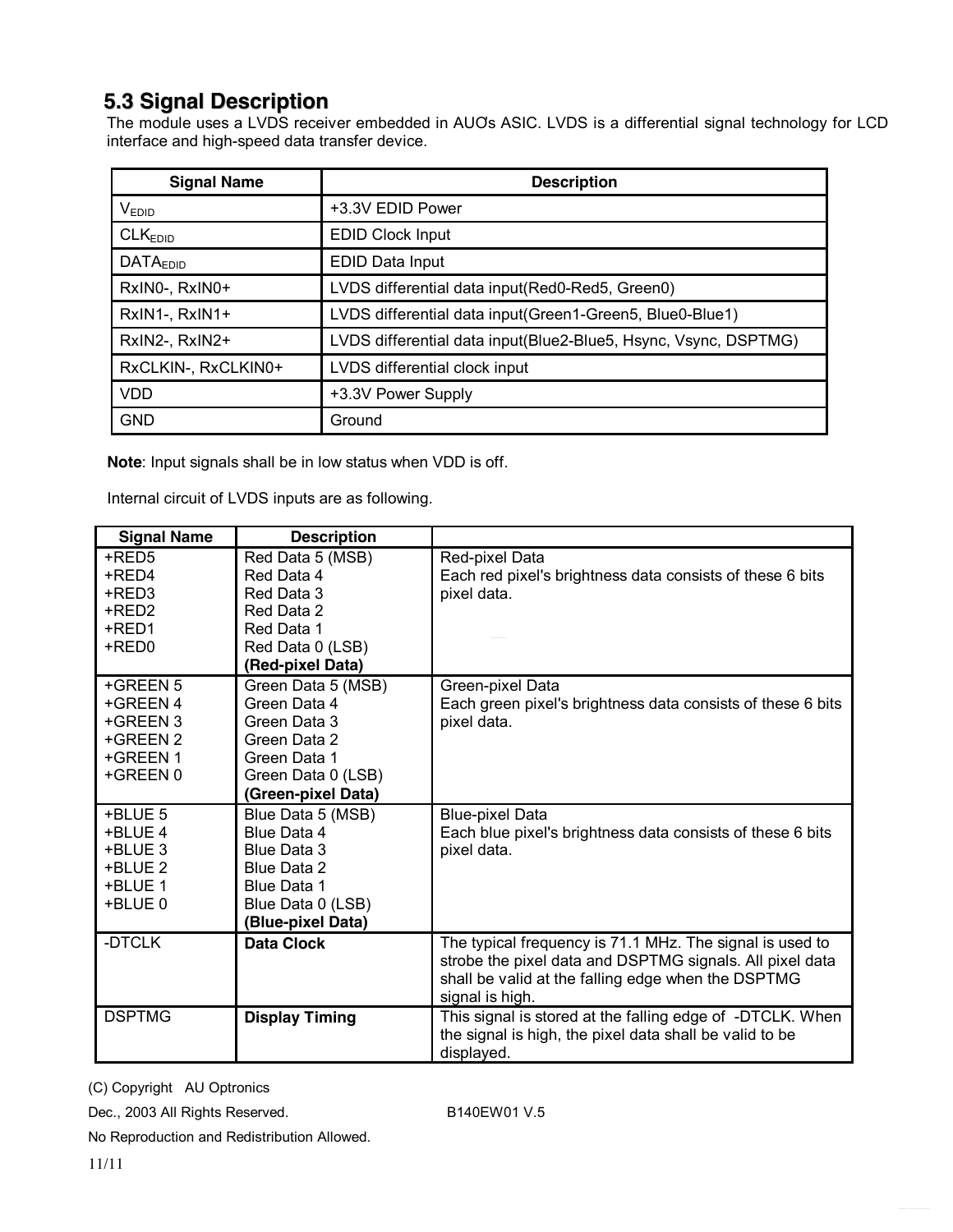## 5.3 Signal Description

The module uses a LVDS receiver embedded in AUO's ASIC. LVDS is a differential signal technology for LCD interface and high-speed data transfer device.

| Signal Name | Description |
|---|---|
| $V_{EDID}$ | +3.3V EDID Power |
| $CLK_{EDID}$ | EDID Clock Input |
| $DATA_{EDID}$ | EDID Data Input |
| RxIN0-, RxIN0+ | LVDS differential data input(Red0-Red5, Green0) |
| RxIN1-, RxIN1+ | LVDS differential data input(Green1-Green5, Blue0-Blue1) |
| RxIN2-, RxIN2+ | LVDS differential data input(Blue2-Blue5, Hsync, Vsync, DSPTMG) |
| RxCLKIN-, RxCLKIN0+ | LVDS differential clock input |
| VDD | +3.3V Power Supply |
| GND | Ground |

**Note**: Input signals shall be in low status when VDD is off.

Internal circuit of LVDS inputs are as following.

| Signal Name | Description | |
|---|---|---|
| +RED5<br>+RED4<br>+RED3<br>+RED2<br>+RED1<br>+RED0 | Red Data 5 (MSB)<br>Red Data 4<br>Red Data 3<br>Red Data 2<br>Red Data 1<br>Red Data 0 (LSB)<br>**(Red-pixel Data)** | Red-pixel Data<br>Each red pixel's brightness data consists of these 6 bits pixel data. |
| +GREEN 5<br>+GREEN 4<br>+GREEN 3<br>+GREEN 2<br>+GREEN 1<br>+GREEN 0 | Green Data 5 (MSB)<br>Green Data 4<br>Green Data 3<br>Green Data 2<br>Green Data 1<br>Green Data 0 (LSB)<br>**(Green-pixel Data)** | Green-pixel Data<br>Each green pixel's brightness data consists of these 6 bits pixel data. |
| +BLUE 5<br>+BLUE 4<br>+BLUE 3<br>+BLUE 2<br>+BLUE 1<br>+BLUE 0 | Blue Data 5 (MSB)<br>Blue Data 4<br>Blue Data 3<br>Blue Data 2<br>Blue Data 1<br>Blue Data 0 (LSB)<br>**(Blue-pixel Data)** | Blue-pixel Data<br>Each blue pixel's brightness data consists of these 6 bits pixel data. |
| -DTCLK | **Data Clock** | The typical frequency is 71.1 MHz. The signal is used to strobe the pixel data and DSPTMG signals. All pixel data shall be valid at the falling edge when the DSPTMG signal is high. |
| DSPTMG | **Display Timing** | This signal is stored at the falling edge of -DTCLK. When the signal is high, the pixel data shall be valid to be displayed. |

(C) Copyright AU Optronics

Dec., 2003 All Rights Reserved. B140EW01 V.5

No Reproduction and Redistribution Allowed.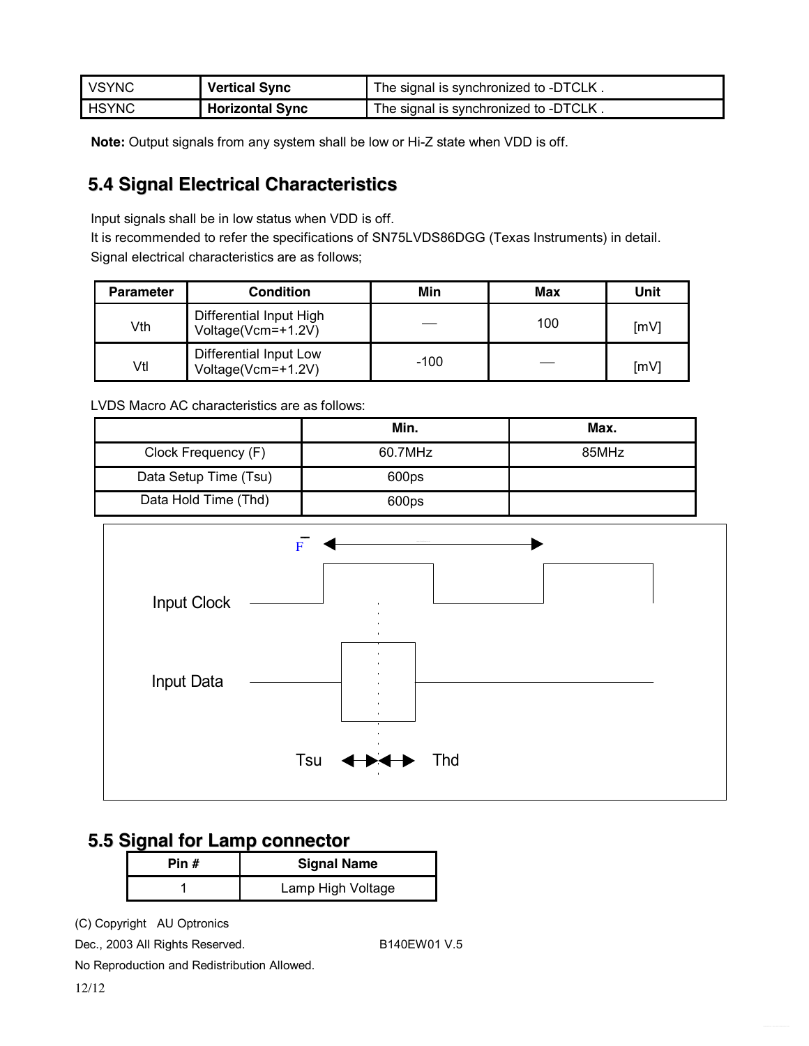| VSYNC | **Vertical Sync** | The signal is synchronized to -DTCLK . |
|---|---|---|
| HSYNC | **Horizontal Sync** | The signal is synchronized to -DTCLK . |

**Note:** Output signals from any system shall be low or Hi-Z state when VDD is off.

## 5.4 Signal Electrical Characteristics

Input signals shall be in low status when VDD is off.
It is recommended to refer the specifications of SN75LVDS86DGG (Texas Instruments) in detail.
Signal electrical characteristics are as follows;

| Parameter | Condition | Min | Max | Unit |
|---|---|---|---|---|
| Vth | Differential Input High Voltage(Vcm=+1.2V) | — | 100 | [mV] |
| Vtl | Differential Input Low Voltage(Vcm=+1.2V) | -100 | — | [mV] |

LVDS Macro AC characteristics are as follows:

| | Min. | Max. |
|---|---|---|
| Clock Frequency (F) | 60.7MHz | 85MHz |
| Data Setup Time (Tsu) | 600ps | |
| Data Hold Time (Thd) | 600ps | |

$\bar{F}$

Input Clock

Input Data

Tsu Thd

## 5.5 Signal for Lamp connector

| Pin # | Signal Name |
|---|---|
| 1 | Lamp High Voltage |

(C) Copyright AU Optronics
Dec., 2003 All Rights Reserved. B140EW01 V.5
No Reproduction and Redistribution Allowed.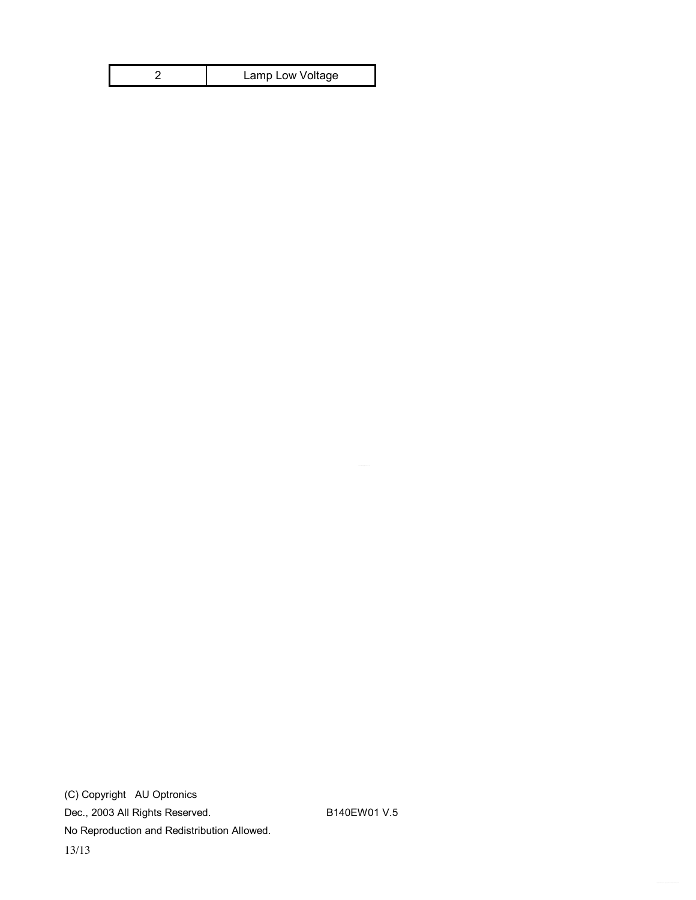| 2 | Lamp Low Voltage |
|---|---|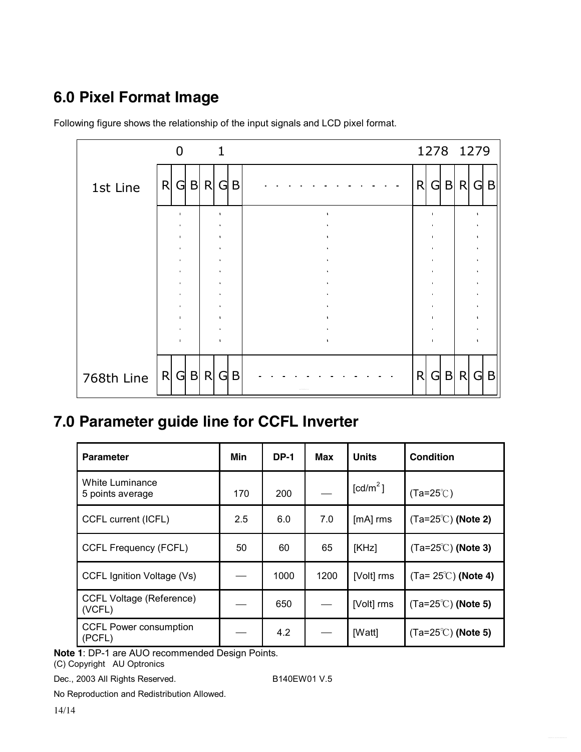## 6.0 Pixel Format Image

Following figure shows the relationship of the input signals and LCD pixel format.

| | 0 | 1 | | 1278 | 1279 |
|---|---|---|---|---|---|
| 1st Line | R G B | R G B | - - - - - - - - - - - - | R G B | R G B |
| | ⋮ | ⋮ | ⋮ | ⋮ | ⋮ |
| 768th Line | R G B | R G B | - - - - - - - - - - - - | R G B | R G B |

## 7.0 Parameter guide line for CCFL Inverter

| Parameter | Min | DP-1 | Max | Units | Condition |
|---|---|---|---|---|---|
| White Luminance 5 points average | 170 | 200 | — | [cd/m$^2$] | (Ta=25℃) |
| CCFL current (ICFL) | 2.5 | 6.0 | 7.0 | [mA] rms | (Ta=25℃) **(Note 2)** |
| CCFL Frequency (FCFL) | 50 | 60 | 65 | [KHz] | (Ta=25℃) **(Note 3)** |
| CCFL Ignition Voltage (Vs) | — | 1000 | 1200 | [Volt] rms | (Ta= 25℃) **(Note 4)** |
| CCFL Voltage (Reference) (VCFL) | — | 650 | — | [Volt] rms | (Ta=25℃) **(Note 5)** |
| CCFL Power consumption (PCFL) | — | 4.2 | — | [Watt] | (Ta=25℃) **(Note 5)** |

**Note 1**: DP-1 are AUO recommended Design Points.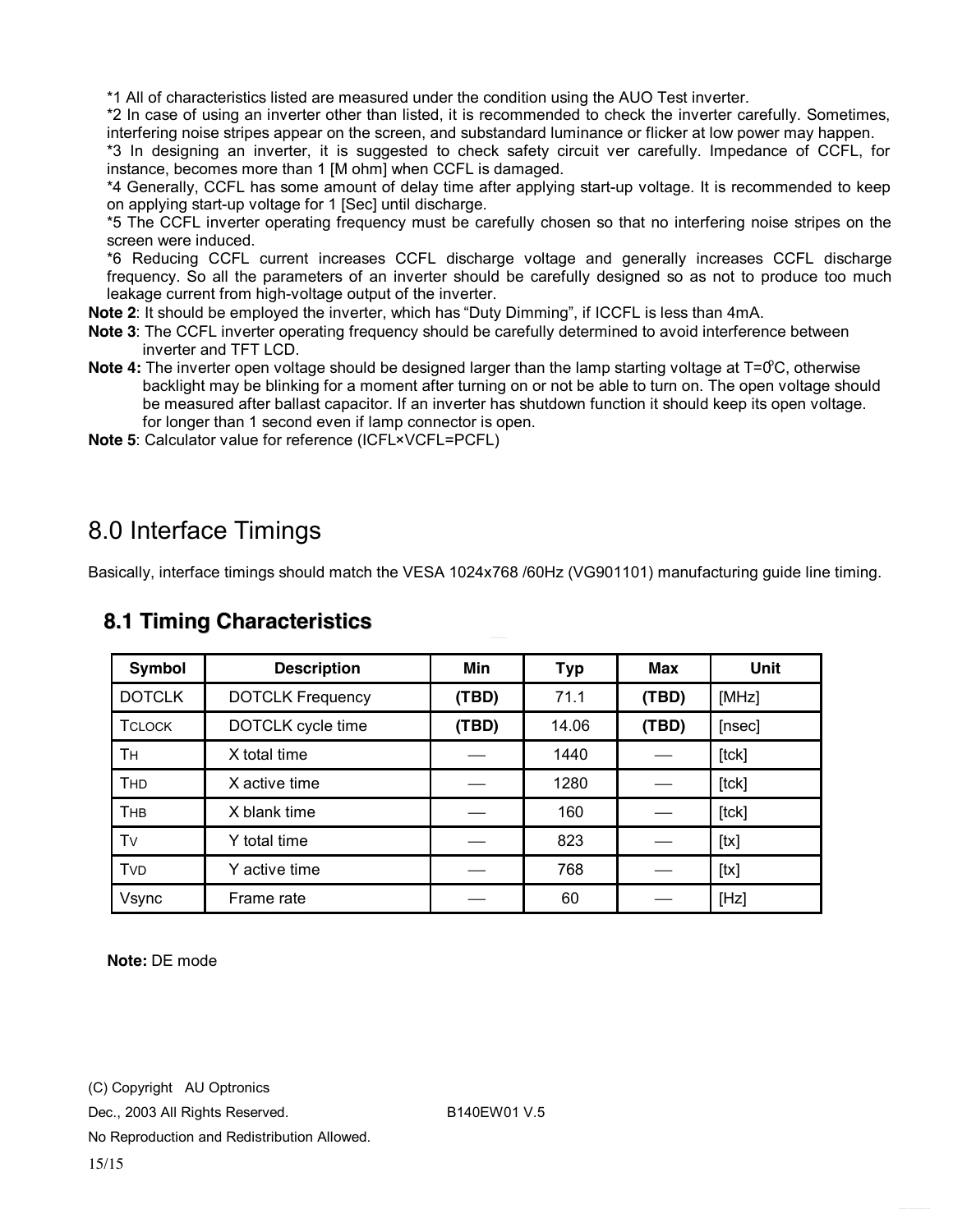*1 All of characteristics listed are measured under the condition using the AUO Test inverter.
*2 In case of using an inverter other than listed, it is recommended to check the inverter carefully. Sometimes, interfering noise stripes appear on the screen, and substandard luminance or flicker at low power may happen.
*3 In designing an inverter, it is suggested to check safety circuit ver carefully. Impedance of CCFL, for instance, becomes more than 1 [M ohm] when CCFL is damaged.
*4 Generally, CCFL has some amount of delay time after applying start-up voltage. It is recommended to keep on applying start-up voltage for 1 [Sec] until discharge.
*5 The CCFL inverter operating frequency must be carefully chosen so that no interfering noise stripes on the screen were induced.
*6 Reducing CCFL current increases CCFL discharge voltage and generally increases CCFL discharge frequency. So all the parameters of an inverter should be carefully designed so as not to produce too much leakage current from high-voltage output of the inverter.

**Note 2**: It should be employed the inverter, which has “Duty Dimming”, if ICCFL is less than 4mA.

**Note 3**: The CCFL inverter operating frequency should be carefully determined to avoid interference between inverter and TFT LCD.

**Note 4:** The inverter open voltage should be designed larger than the lamp starting voltage at T=0°C, otherwise backlight may be blinking for a moment after turning on or not be able to turn on. The open voltage should be measured after ballast capacitor. If an inverter has shutdown function it should keep its open voltage. for longer than 1 second even if lamp connector is open.

**Note 5**: Calculator value for reference (ICFL×VCFL=PCFL)

# 8.0 Interface Timings

Basically, interface timings should match the VESA 1024x768 /60Hz (VG901101) manufacturing guide line timing.

## 8.1 Timing Characteristics

| Symbol | Description | Min | Typ | Max | Unit |
|---|---|---|---|---|---|
| DOTCLK | DOTCLK Frequency | **(TBD)** | 71.1 | **(TBD)** | [MHz] |
| $T_{CLOCK}$ | DOTCLK cycle time | **(TBD)** | 14.06 | **(TBD)** | [nsec] |
| $T_H$ | X total time | — | 1440 | — | [tck] |
| $T_{HD}$ | X active time | — | 1280 | — | [tck] |
| $T_{HB}$ | X blank time | — | 160 | — | [tck] |
| $T_V$ | Y total time | — | 823 | — | [tx] |
| $T_{VD}$ | Y active time | — | 768 | — | [tx] |
| Vsync | Frame rate | — | 60 | — | [Hz] |

**Note:** DE mode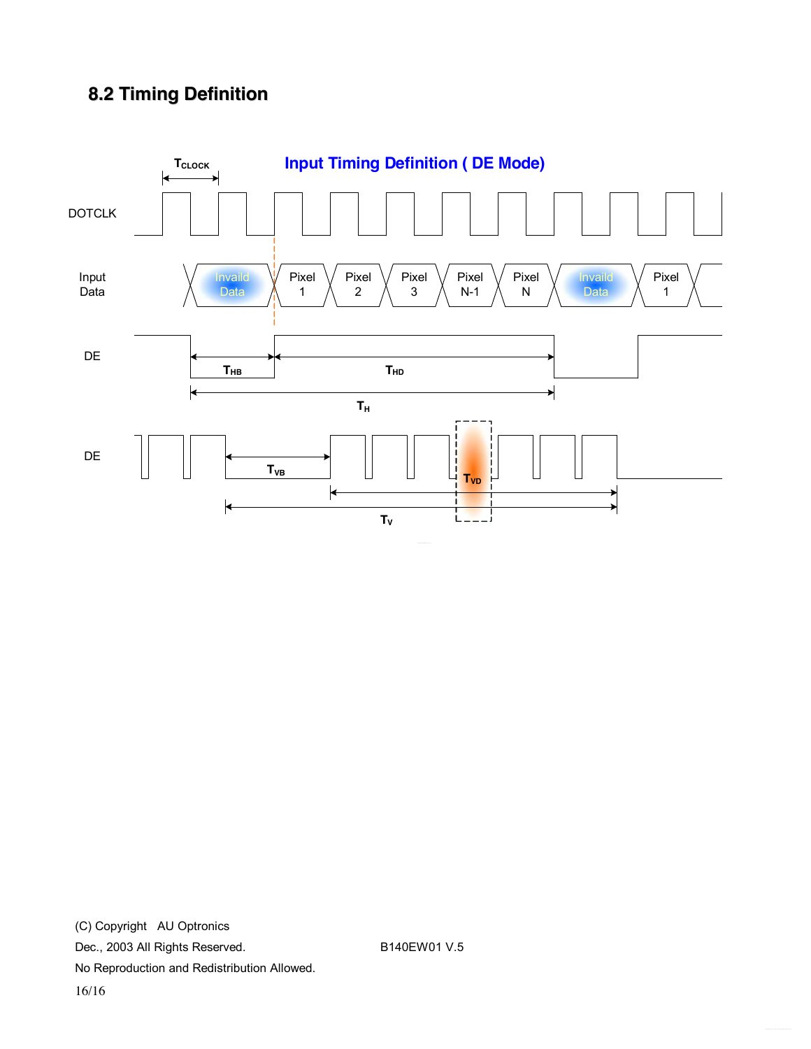## 8.2 Timing Definition

**Input Timing Definition ( DE Mode)**

$T_{CLOCK}$

DOTCLK

Input Data: Invaild Data | Pixel 1 | Pixel 2 | Pixel 3 | Pixel N-1 | Pixel N | Invaild Data | Pixel 1

DE: $T_{HB}$, $T_{HD}$, $T_H$

DE: $T_{VB}$, $T_{VD}$, $T_V$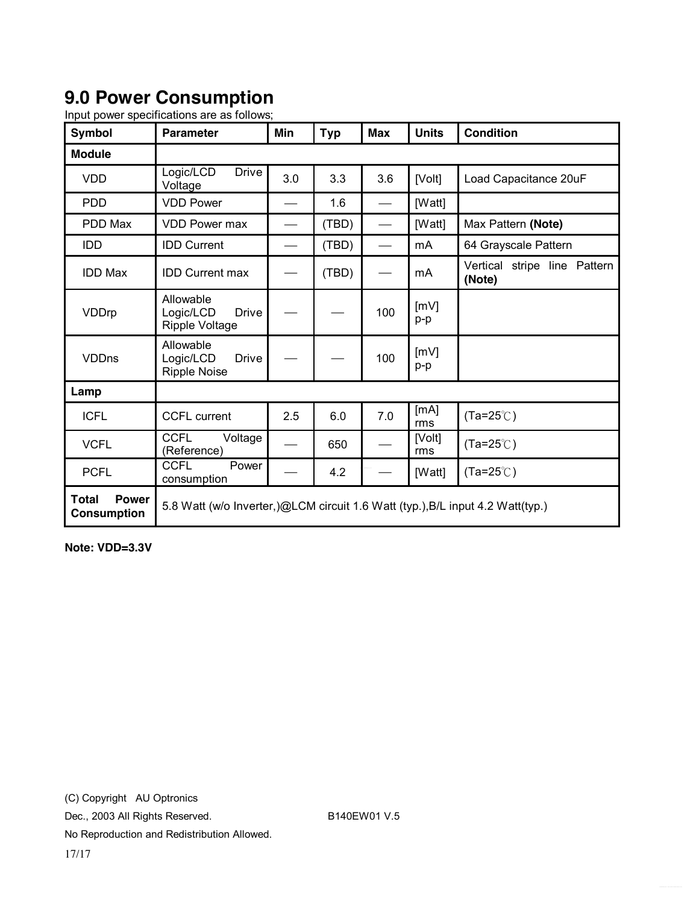# 9.0 Power Consumption

Input power specifications are as follows;

| Symbol | Parameter | Min | Typ | Max | Units | Condition |
|---|---|---|---|---|---|---|
| **Module** | | | | | | |
| VDD | Logic/LCD Drive Voltage | 3.0 | 3.3 | 3.6 | [Volt] | Load Capacitance 20uF |
| PDD | VDD Power | — | 1.6 | — | [Watt] | |
| PDD Max | VDD Power max | — | (TBD) | — | [Watt] | Max Pattern **(Note)** |
| IDD | IDD Current | — | (TBD) | — | mA | 64 Grayscale Pattern |
| IDD Max | IDD Current max | — | (TBD) | — | mA | Vertical stripe line Pattern **(Note)** |
| VDDrp | Allowable Logic/LCD Drive Ripple Voltage | — | — | 100 | [mV] p-p | |
| VDDns | Allowable Logic/LCD Drive Ripple Noise | — | — | 100 | [mV] p-p | |
| **Lamp** | | | | | | |
| ICFL | CCFL current | 2.5 | 6.0 | 7.0 | [mA] rms | (Ta=25℃) |
| VCFL | CCFL Voltage (Reference) | — | 650 | — | [Volt] rms | (Ta=25℃) |
| PCFL | CCFL Power consumption | — | 4.2 | — | [Watt] | (Ta=25℃) |
| **Total Power Consumption** | 5.8 Watt (w/o Inverter,)@LCM circuit 1.6 Watt (typ.),B/L input 4.2 Watt(typ.) | | | | | |

**Note: VDD=3.3V**

(C) Copyright AU Optronics

Dec., 2003 All Rights Reserved. B140EW01 V.5

No Reproduction and Redistribution Allowed.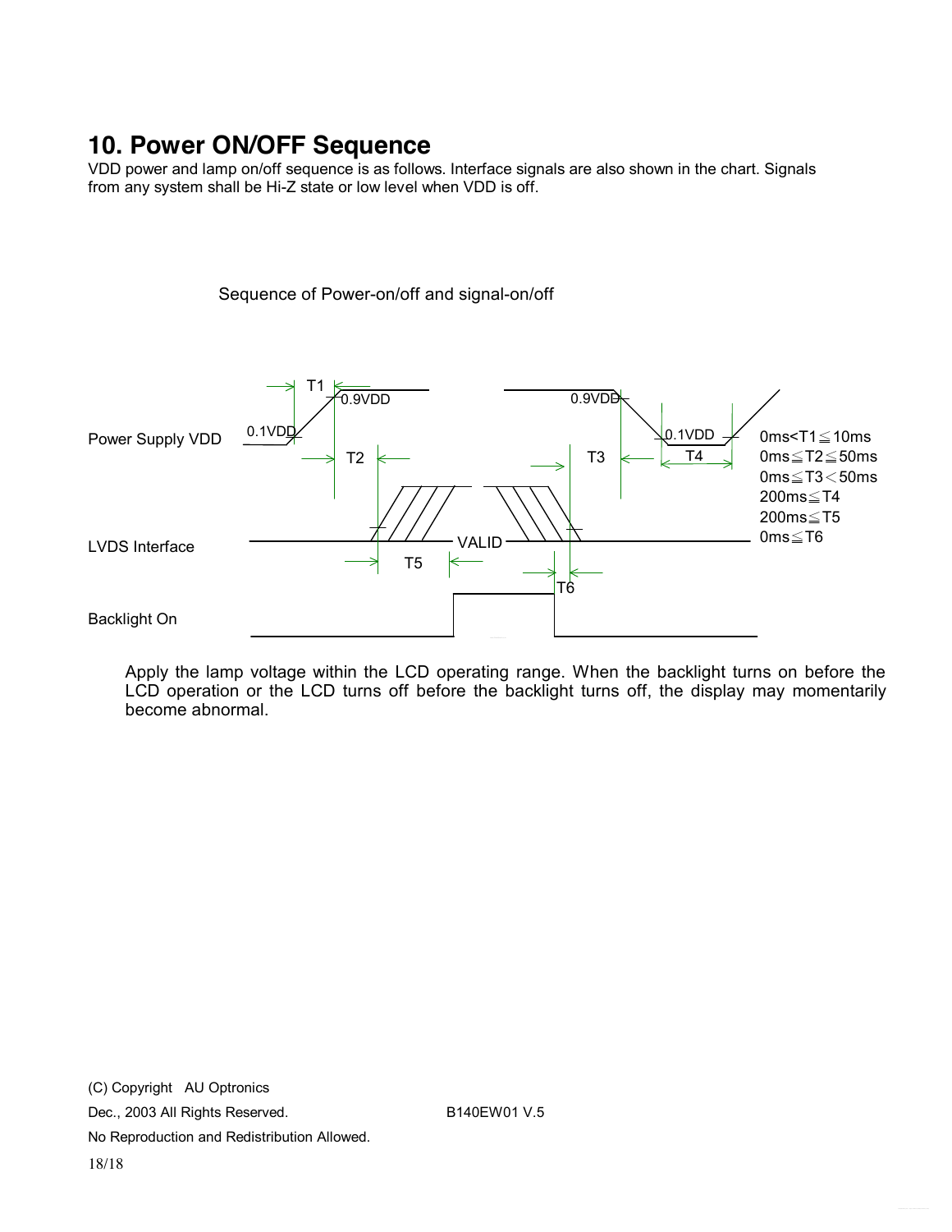# 10. Power ON/OFF Sequence

VDD power and lamp on/off sequence is as follows. Interface signals are also shown in the chart. Signals from any system shall be Hi-Z state or low level when VDD is off.

Sequence of Power-on/off and signal-on/off

Power Supply VDD

LVDS Interface

Backlight On

0.1VDD, 0.9VDD, VALID, T1, T2, T3, T4, T5, T6

0ms<T1≦10ms
0ms≦T2≦50ms
0ms≦T3<50ms
200ms≦T4
200ms≦T5
0ms≦T6

Apply the lamp voltage within the LCD operating range. When the backlight turns on before the LCD operation or the LCD turns off before the backlight turns off, the display may momentarily become abnormal.

(C) Copyright AU Optronics
Dec., 2003 All Rights Reserved.
No Reproduction and Redistribution Allowed.
B140EW01 V.5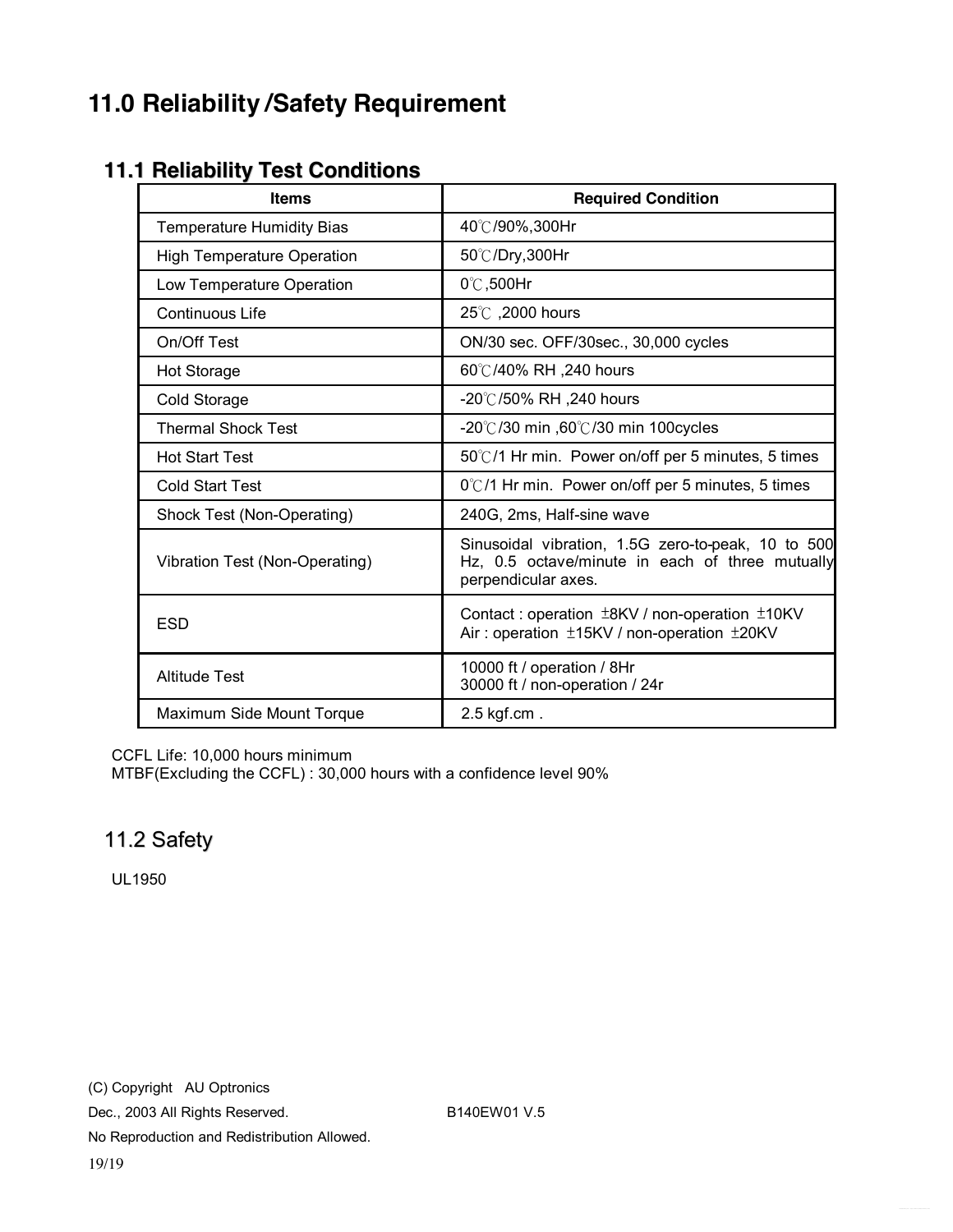# 11.0 Reliability /Safety Requirement

## 11.1 Reliability Test Conditions

| Items | Required Condition |
|---|---|
| Temperature Humidity Bias | 40℃/90%,300Hr |
| High Temperature Operation | 50℃/Dry,300Hr |
| Low Temperature Operation | 0℃,500Hr |
| Continuous Life | 25℃ ,2000 hours |
| On/Off Test | ON/30 sec. OFF/30sec., 30,000 cycles |
| Hot Storage | 60℃/40% RH ,240 hours |
| Cold Storage | -20℃/50% RH ,240 hours |
| Thermal Shock Test | -20℃/30 min ,60℃/30 min 100cycles |
| Hot Start Test | 50℃/1 Hr min. Power on/off per 5 minutes, 5 times |
| Cold Start Test | 0℃/1 Hr min. Power on/off per 5 minutes, 5 times |
| Shock Test (Non-Operating) | 240G, 2ms, Half-sine wave |
| Vibration Test (Non-Operating) | Sinusoidal vibration, 1.5G zero-to-peak, 10 to 500 Hz, 0.5 octave/minute in each of three mutually perpendicular axes. |
| ESD | Contact : operation ±8KV / non-operation ±10KV<br>Air : operation ±15KV / non-operation ±20KV |
| Altitude Test | 10000 ft / operation / 8Hr<br>30000 ft / non-operation / 24r |
| Maximum Side Mount Torque | 2.5 kgf.cm . |

CCFL Life: 10,000 hours minimum
MTBF(Excluding the CCFL) : 30,000 hours with a confidence level 90%

## 11.2 Safety

UL1950

(C) Copyright AU Optronics
Dec., 2003 All Rights Reserved. B140EW01 V.5
No Reproduction and Redistribution Allowed.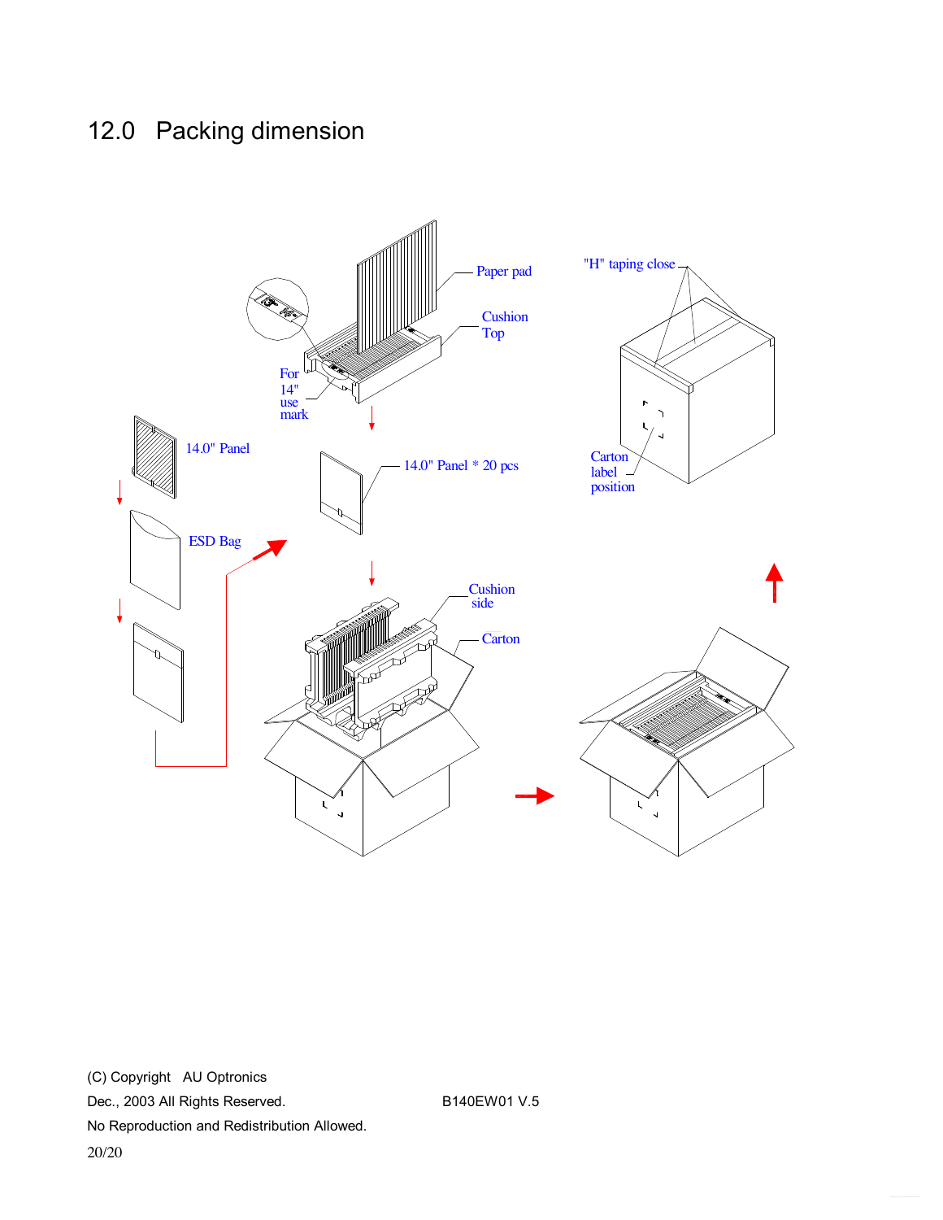## 12.0 Packing dimension

Paper pad

Cushion Top

For 14" use mark

14.0" Panel

14.0" Panel * 20 pcs

ESD Bag

Cushion side

Carton

"H" taping close

Carton label position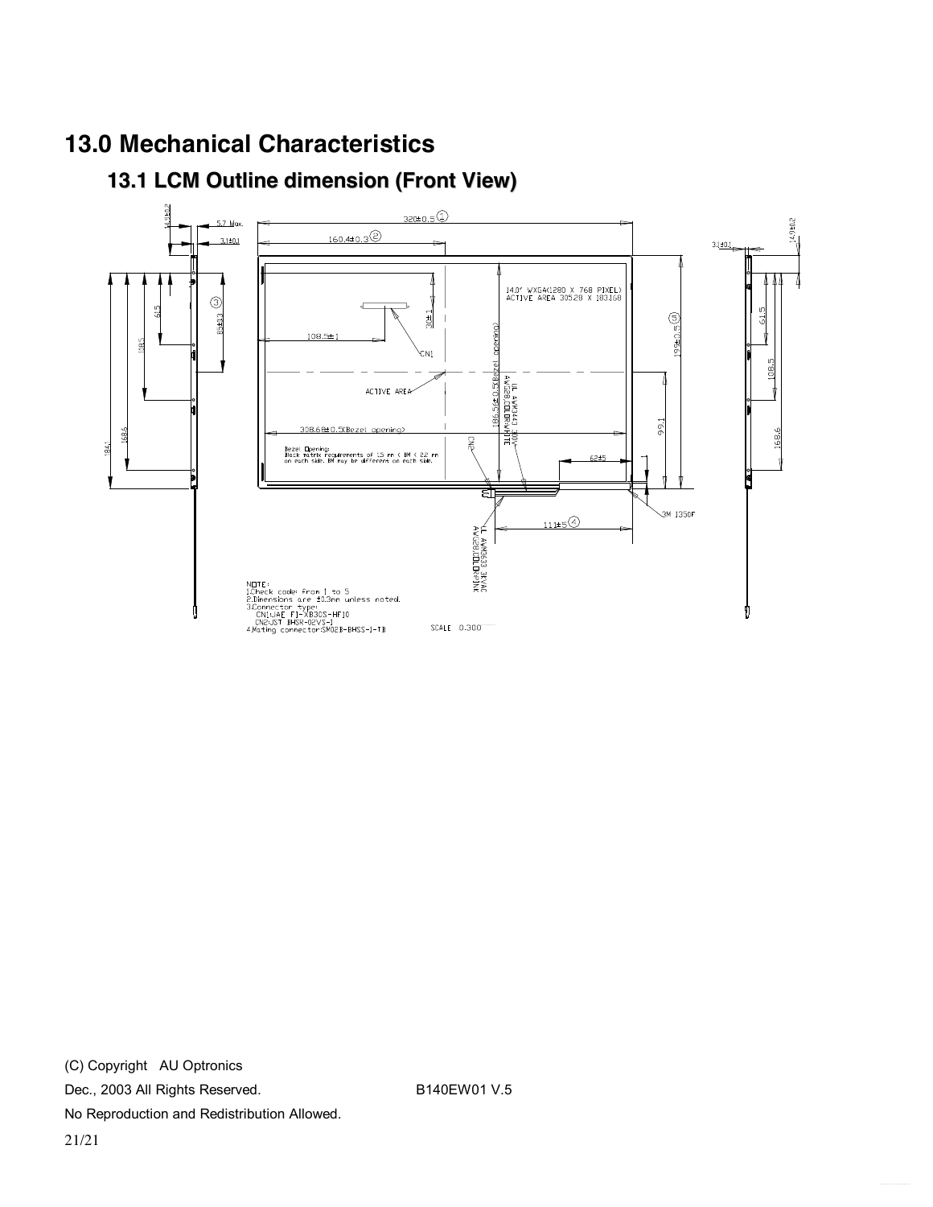# 13.0 Mechanical Characteristics

## 13.1 LCM Outline dimension (Front View)

14.0" WXGA(1280 X 768 PIXEL)
ACTIVE AREA 305.28 X 183.168

NOTE:
1.Check code: from 1 to 5
2.Dimensions are ±0.3mm unless noted.
3.Connector type:
 CN1:JAE FI-XB30S-HF10
 CN2:JST BHSR-02VS-1
4.Mating connector:SM02B-BHSS-1-TB

SCALE 0.300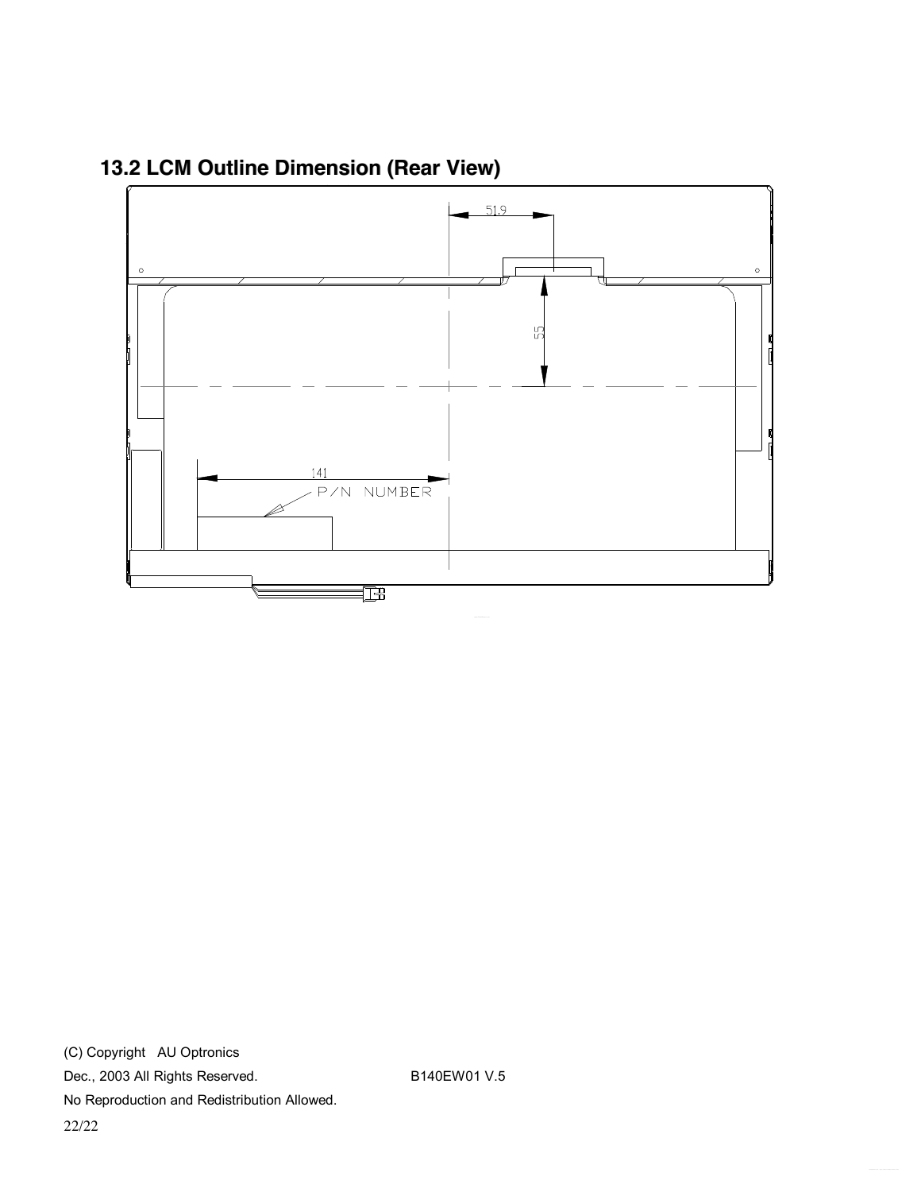## 13.2 LCM Outline Dimension (Rear View)

51.9

55

141

P/N NUMBER

(C) Copyright AU Optronics

Dec., 2003 All Rights Reserved. B140EW01 V.5

No Reproduction and Redistribution Allowed.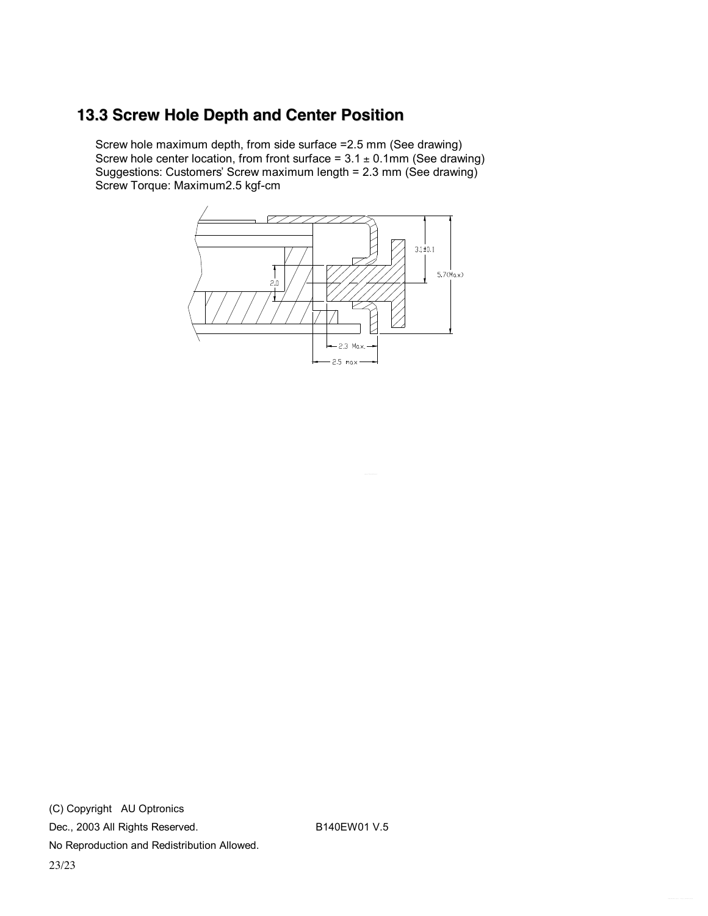## 13.3 Screw Hole Depth and Center Position

Screw hole maximum depth, from side surface =2.5 mm (See drawing)
Screw hole center location, from front surface = 3.1 ± 0.1mm (See drawing)
Suggestions: Customers' Screw maximum length = 2.3 mm (See drawing)
Screw Torque: Maximum2.5 kgf-cm

3.1±0.1
5.7(Max)
2.0
2.3 Max.
2.5 max

(C) Copyright AU Optronics
Dec., 2003 All Rights Reserved. B140EW01 V.5
No Reproduction and Redistribution Allowed.